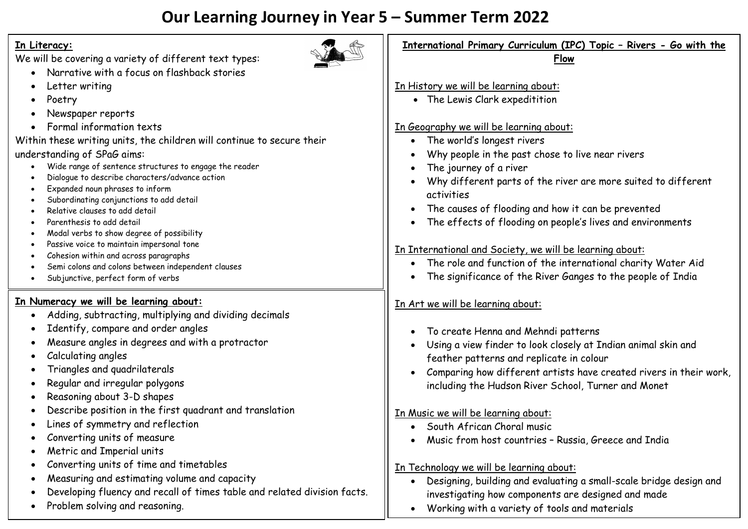# Our Learning Journey in Year 5 – Summer Term 2022

**In Literacy:**

We will be covering a variety of different text types:

- Narrative with a focus on flashback stories
- Letter writing
- Poetry
- Newspaper reports
- Formal information texts

Within these writing units, the children will continue to secure their understanding of SPaG aims:

- Wide range of sentence structures to engage the reader
- Dialogue to describe characters/advance action
- Expanded noun phrases to inform
- Subordinating conjunctions to add detail
- Relative clauses to add detail
- Parenthesis to add detail
- Modal verbs to show degree of possibility
- Passive voice to maintain impersonal tone
- Cohesion within and across paragraphs
- Semi colons and colons between independent clauses
- Subjunctive, perfect form of verbs

**In Numeracy we will be learning about:**

- Adding, subtracting, multiplying and dividing decimals
- Identify, compare and order angles
- Measure angles in degrees and with a protractor
- Calculating angles
- Triangles and quadrilaterals
- Regular and irregular polygons
- Reasoning about 3-D shapes
- Describe position in the first quadrant and translation
- Lines of symmetry and reflection
- Converting units of measure
- Metric and Imperial units
- Converting units of time and timetables
- Measuring and estimating volume and capacity
- Developing fluency and recall of times table and related division facts.
- Problem solving and reasoning.

**International Primary Curriculum (IPC) Topic – Rivers - Go with the Flow**

In History we will be learning about:

- The Lewis Clark expeditition

In Geography we will be learning about:

- The world's longest rivers
- Why people in the past chose to live near rivers
- The journey of a river
- Why different parts of the river are more suited to different activities
- The causes of flooding and how it can be prevented
- The effects of flooding on people's lives and environments

In International and Society, we will be learning about:

- The role and function of the international charity Water Aid
- The significance of the River Ganges to the people of India

In Art we will be learning about:

- To create Henna and Mehndi patterns
- Using a view finder to look closely at Indian animal skin and feather patterns and replicate in colour
- Comparing how different artists have created rivers in their work, including the Hudson River School, Turner and Monet

In Music we will be learning about:

- South African Choral music
- Music from host countries – Russia, Greece and India

In Technology we will be learning about:

- Designing, building and evaluating a small-scale bridge design and investigating how components are designed and made
- Working with a variety of tools and materials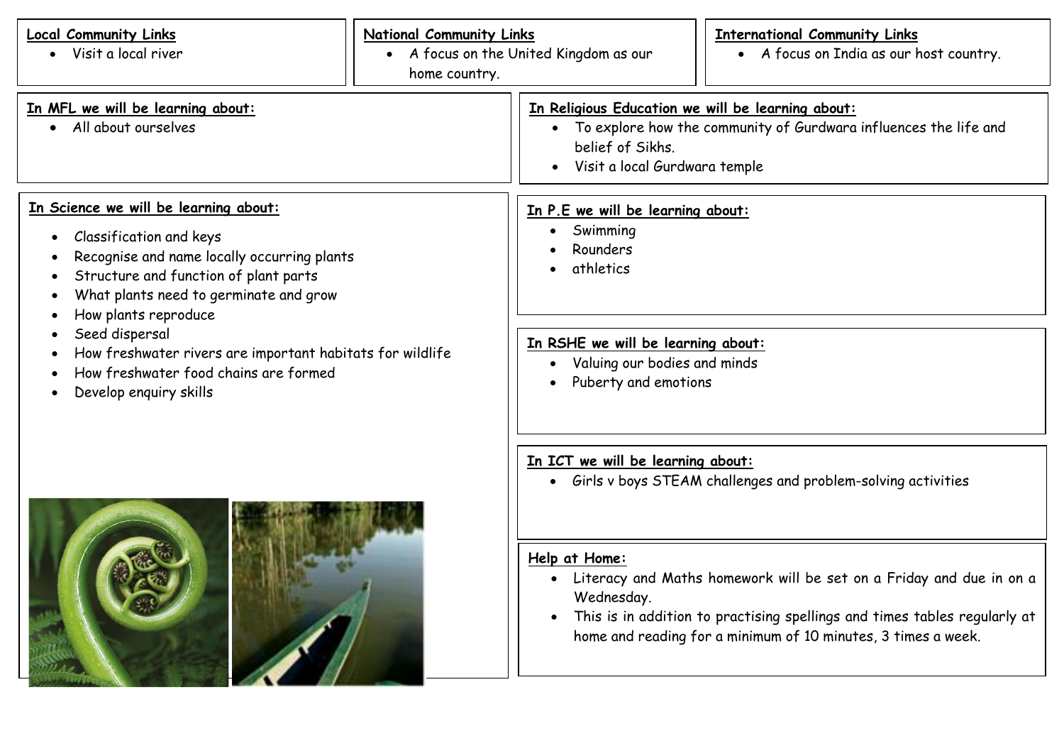**Local Community Links**

- Visit a local river

**National Community Links**

- A focus on the United Kingdom as our home country.

**International Community Links**

- A focus on India as our host country.

**In MFL we will be learning about:**

- All about ourselves

**In Religious Education we will be learning about:**

- To explore how the community of Gurdwara influences the life and belief of Sikhs.
- Visit a local Gurdwara temple

**In Science we will be learning about:**

- Classification and keys
- Recognise and name locally occurring plants
- Structure and function of plant parts
- What plants need to germinate and grow
- How plants reproduce
- Seed dispersal
- How freshwater rivers are important habitats for wildlife
- How freshwater food chains are formed
- Develop enquiry skills

**In P.E we will be learning about:**

- Swimming
- Rounders
- athletics

**In RSHE we will be learning about:**

- Valuing our bodies and minds
- Puberty and emotions

**In ICT we will be learning about:**

- Girls v boys STEAM challenges and problem-solving activities

**Help at Home:**

- Literacy and Maths homework will be set on a Friday and due in on a Wednesday.
- This is in addition to practising spellings and times tables regularly at home and reading for a minimum of 10 minutes, 3 times a week.